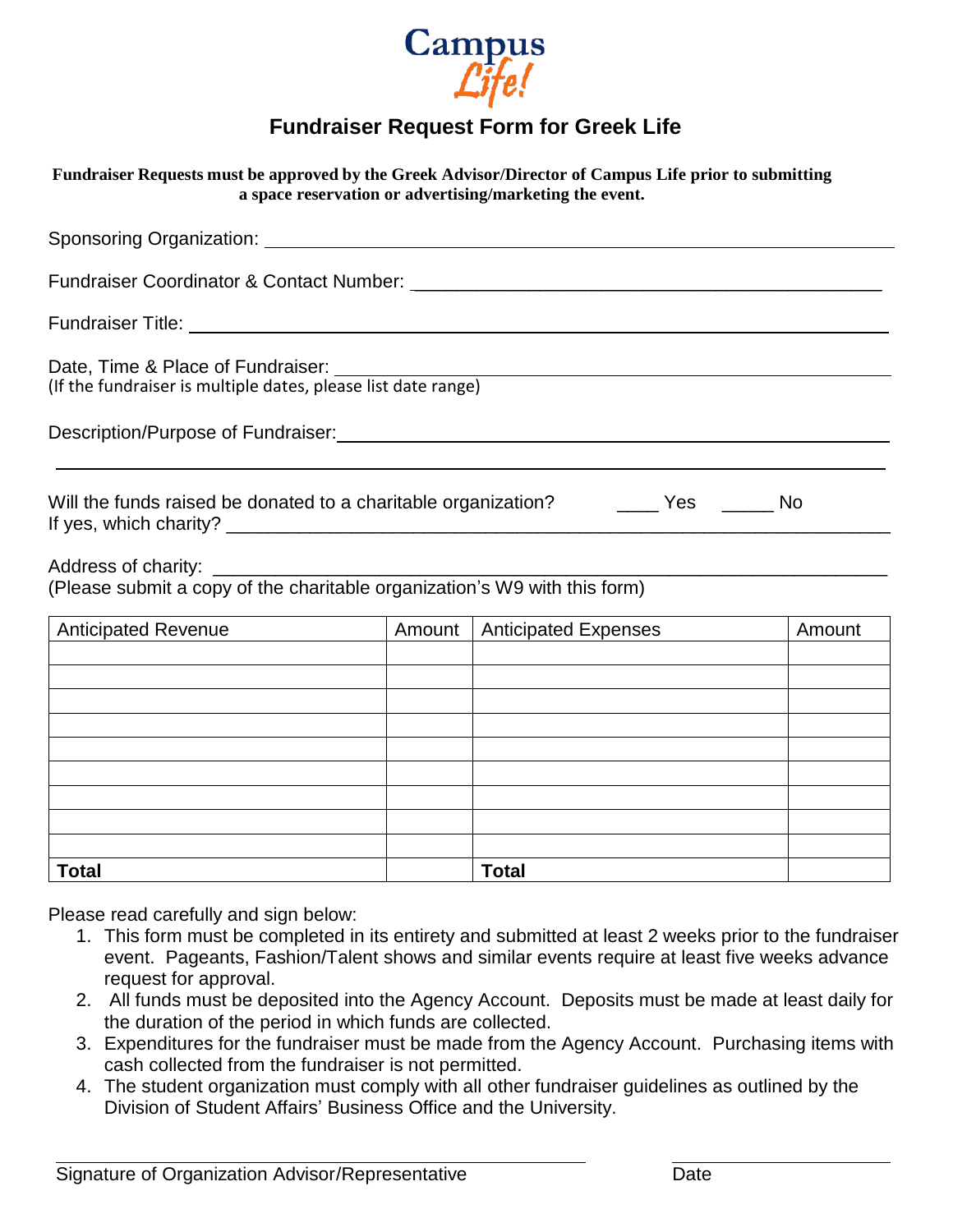Campus Life!

# Fundraiser Request Form for Greek Life

**Fundraiser Requests must be approved by the Greek Advisor/Director of Campus Life prior to submitting a space reservation or advertising/marketing the event.**

Sponsoring Organization: ______________________________________________

Fundraiser Coordinator & Contact Number: ______________________________________________

Fundraiser Title: ______________________________________________

Date, Time & Place of Fundraiser: ______________________________________________
(If the fundraiser is multiple dates, please list date range)

Description/Purpose of Fundraiser: ______________________________________________

______________________________________________

Will the funds raised be donated to a charitable organization? ____ Yes _____ No
If yes, which charity? ______________________________________________

Address of charity: ______________________________________________
(Please submit a copy of the charitable organization's W9 with this form)

| Anticipated Revenue | Amount | Anticipated Expenses | Amount |
|---|---|---|---|
| | | | |
| | | | |
| | | | |
| | | | |
| | | | |
| | | | |
| | | | |
| | | | |
| | | | |
| **Total** | | **Total** | |

Please read carefully and sign below:

1. This form must be completed in its entirety and submitted at least 2 weeks prior to the fundraiser event. Pageants, Fashion/Talent shows and similar events require at least five weeks advance request for approval.
2. All funds must be deposited into the Agency Account. Deposits must be made at least daily for the duration of the period in which funds are collected.
3. Expenditures for the fundraiser must be made from the Agency Account. Purchasing items with cash collected from the fundraiser is not permitted.
4. The student organization must comply with all other fundraiser guidelines as outlined by the Division of Student Affairs' Business Office and the University.

______________________________________________ ____________________
Signature of Organization Advisor/Representative Date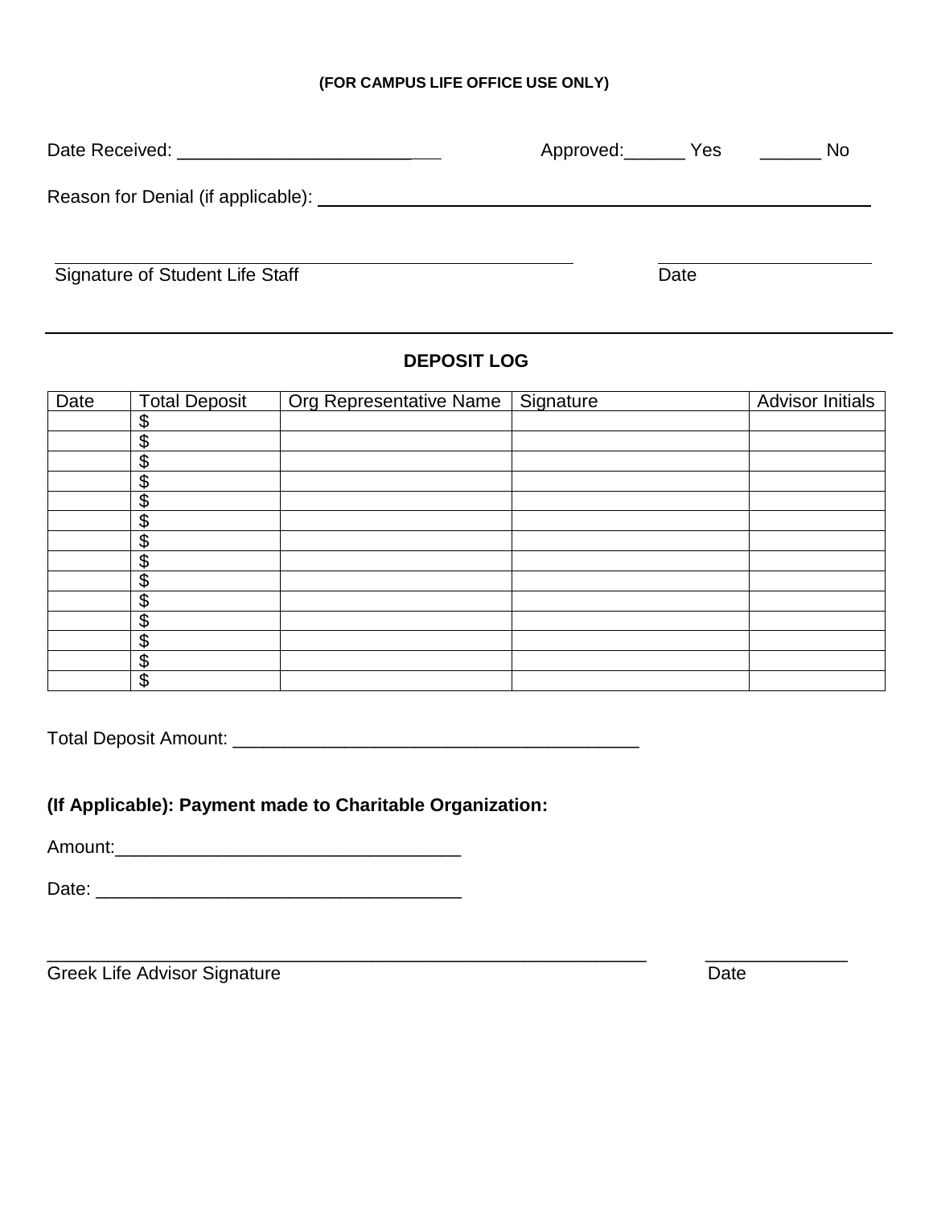**(FOR CAMPUS LIFE OFFICE USE ONLY)**

Date Received: ___________________________ Approved:______ Yes ______ No

Reason for Denial (if applicable): ____________________________________________________________

______________________________________________________ ______________________

Signature of Student Life Staff Date

---

**DEPOSIT LOG**

| Date | Total Deposit | Org Representative Name | Signature | Advisor Initials |
|---|---|---|---|---|
| | $ | | | |
| | $ | | | |
| | $ | | | |
| | $ | | | |
| | $ | | | |
| | $ | | | |
| | $ | | | |
| | $ | | | |
| | $ | | | |
| | $ | | | |
| | $ | | | |
| | $ | | | |
| | $ | | | |
| | $ | | | |

Total Deposit Amount: ________________________________________

**(If Applicable): Payment made to Charitable Organization:**

Amount:__________________________________

Date: ____________________________________

____________________________________________________________ ______________

Greek Life Advisor Signature Date